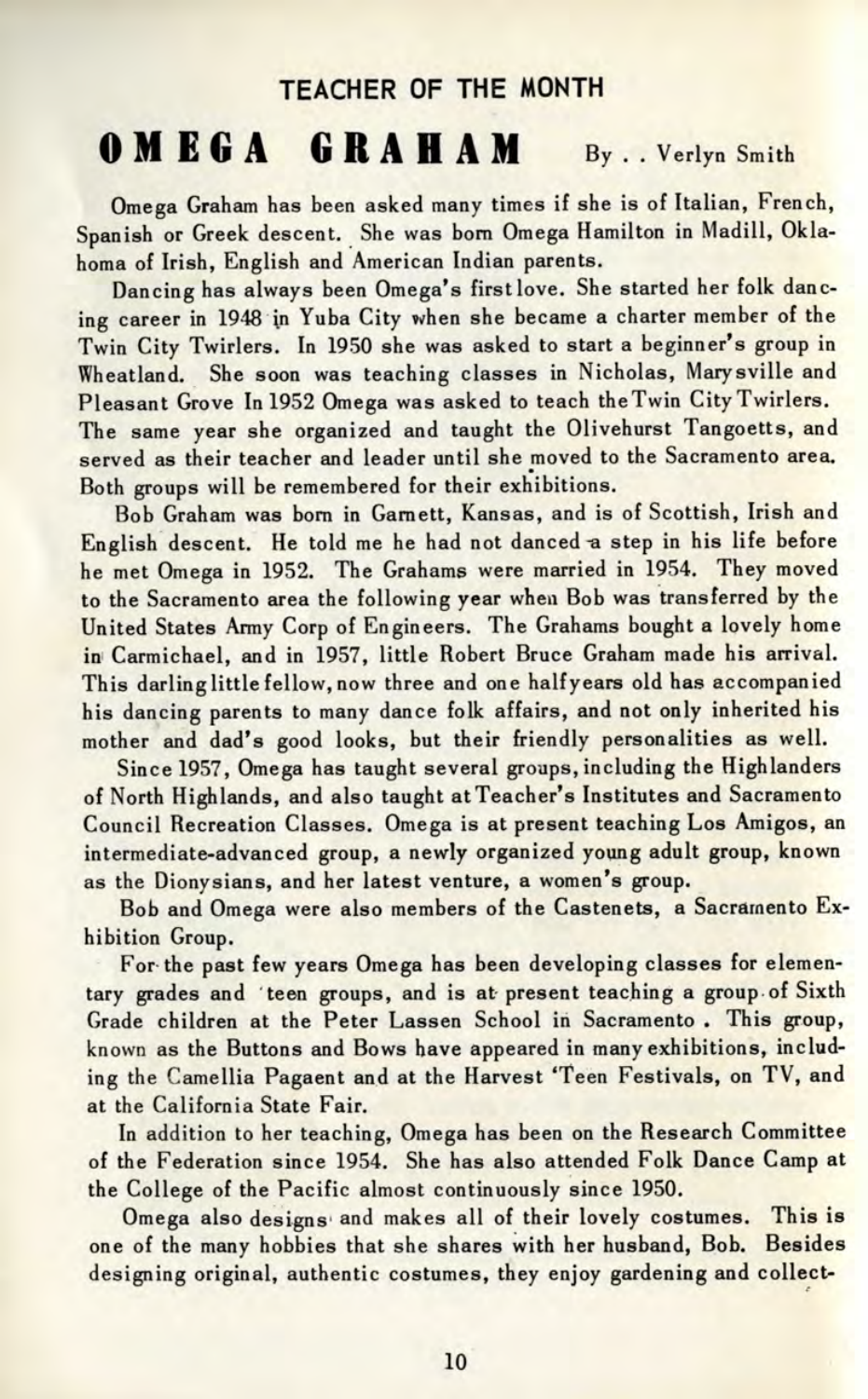## TEACHER OF THE MONTH

# OMEGA GRAHAM

By . . Verlyn Smith

Omega Graham has been asked many times if she is of Italian, French, Spanish or Greek descent. She was born Omega Hamilton in Madill, Oklahoma of Irish, English and American Indian parents.

Dancing has always been Omega's first love. She started her folk dancing career in 1948 in Yuba City when she became a charter member of the Twin City Twirlers. In 1950 she was asked to start a beginner's group in Wheatland. She soon was teaching classes in Nicholas, Marysville and Pleasant Grove In 1952 Omega was asked to teach the Twin City Twirlers. The same year she organized and taught the Olivehurst Tangoetts, and served as their teacher and leader until she moved to the Sacramento area. Both groups will be remembered for their exhibitions.

Bob Graham was born in Garnett, Kansas, and is of Scottish, Irish and English descent. He told me he had not danced a step in his life before he met Omega in 1952. The Grahams were married in 1954. They moved to the Sacramento area the following year when Bob was transferred by the United States Army Corp of Engineers. The Grahams bought a lovely home in Carmichael, and in 1957, little Robert Bruce Graham made his arrival. This darling little fellow, now three and one half years old has accompanied his dancing parents to many dance folk affairs, and not only inherited his mother and dad's good looks, but their friendly personalities as well.

Since 1957, Omega has taught several groups, including the Highlanders of North Highlands, and also taught at Teacher's Institutes and Sacramento Council Recreation Classes. Omega is at present teaching Los Amigos, an intermediate-advanced group, a newly organized young adult group, known as the Dionysians, and her latest venture, a women's group.

Bob and Omega were also members of the Castenets, a Sacramento Exhibition Group.

For the past few years Omega has been developing classes for elementary grades and 'teen groups, and is at present teaching a group of Sixth Grade children at the Peter Lassen School in Sacramento . This group, known as the Buttons and Bows have appeared in many exhibitions, including the Camellia Pageant and at the Harvest 'Teen Festivals, on TV, and at the California State Fair.

In addition to her teaching, Omega has been on the Research Committee of the Federation since 1954. She has also attended Folk Dance Camp at the College of the Pacific almost continuously since 1950.

Omega also designs and makes all of their lovely costumes. This is one of the many hobbies that she shares with her husband, Bob. Besides designing original, authentic costumes, they enjoy gardening and collect-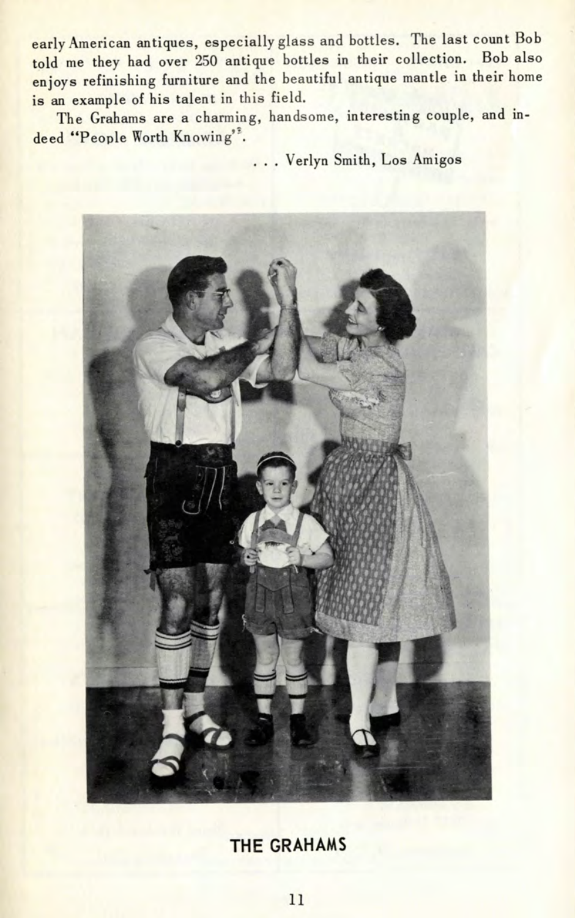early American antiques, especially glass and bottles. The last count Bob told me they had over 250 antique bottles in their collection. Bob also enjoys refinishing furniture and the beautiful antique mantle in their home is an example of his talent in this field.

The Grahams are a charming, handsome, interesting couple, and indeed "People Worth Knowing".

. . . Verlyn Smith, Los Amigos

**THE GRAHAMS**